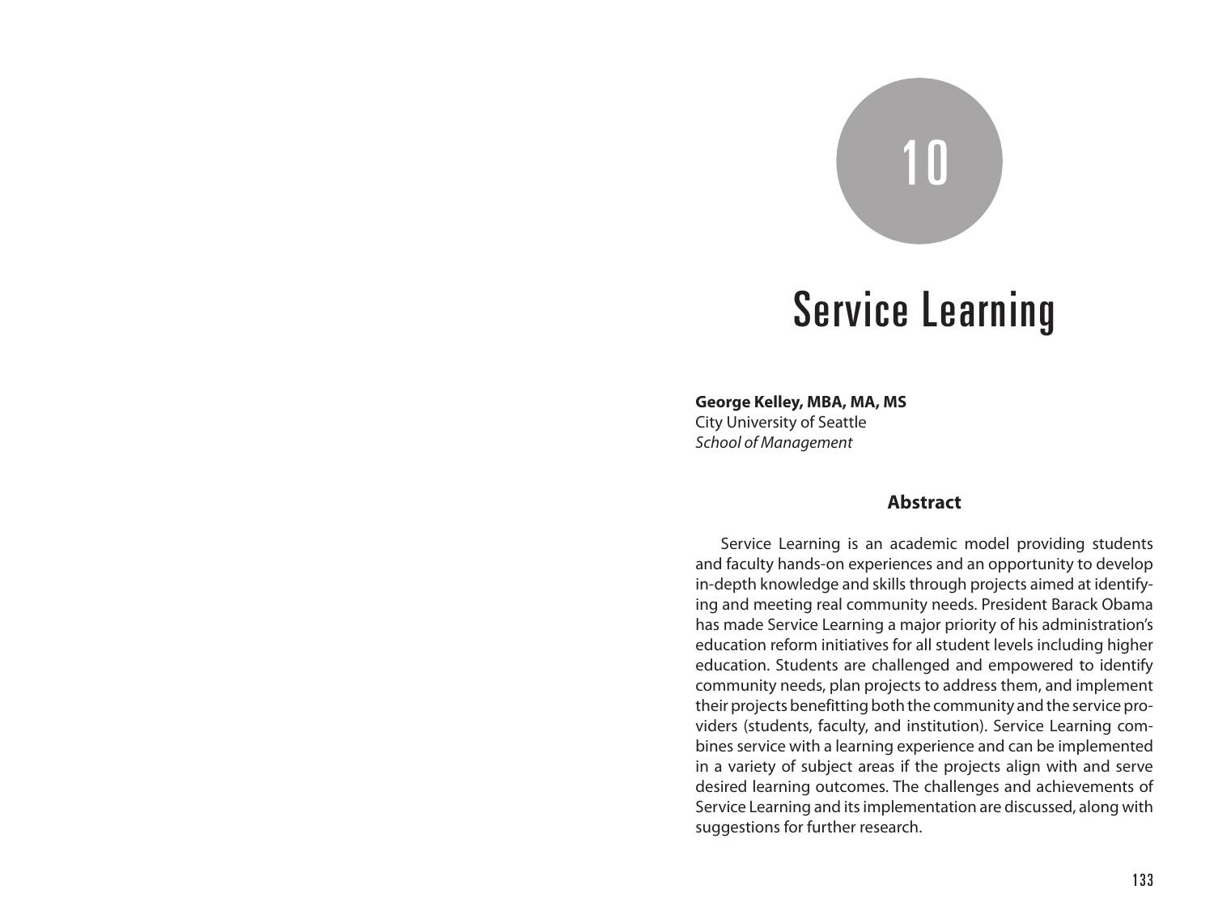# 10

# Service Learning

**George Kelley, MBA, MA, MS**
City University of Seattle
*School of Management*

## Abstract

Service Learning is an academic model providing students and faculty hands-on experiences and an opportunity to develop in-depth knowledge and skills through projects aimed at identifying and meeting real community needs. President Barack Obama has made Service Learning a major priority of his administration's education reform initiatives for all student levels including higher education. Students are challenged and empowered to identify community needs, plan projects to address them, and implement their projects benefitting both the community and the service providers (students, faculty, and institution). Service Learning combines service with a learning experience and can be implemented in a variety of subject areas if the projects align with and serve desired learning outcomes. The challenges and achievements of Service Learning and its implementation are discussed, along with suggestions for further research.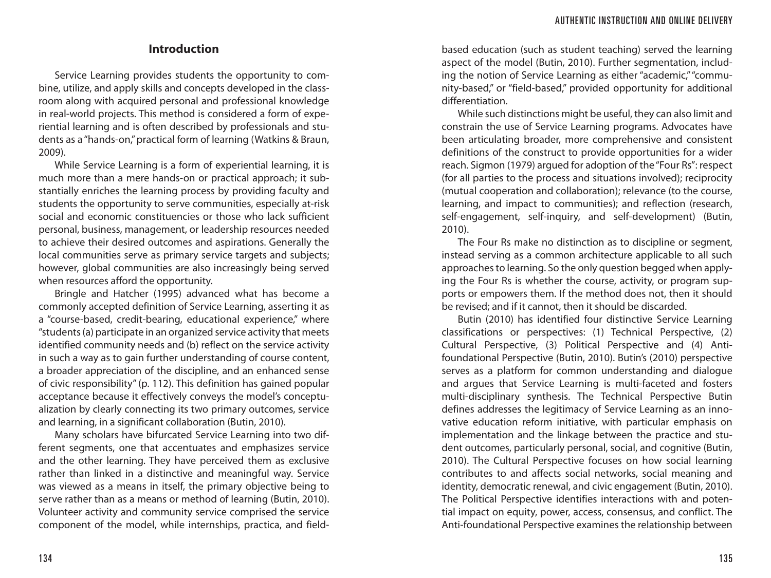## Introduction

Service Learning provides students the opportunity to combine, utilize, and apply skills and concepts developed in the classroom along with acquired personal and professional knowledge in real-world projects. This method is considered a form of experiential learning and is often described by professionals and students as a "hands-on," practical form of learning (Watkins & Braun, 2009).

While Service Learning is a form of experiential learning, it is much more than a mere hands-on or practical approach; it substantially enriches the learning process by providing faculty and students the opportunity to serve communities, especially at-risk social and economic constituencies or those who lack sufficient personal, business, management, or leadership resources needed to achieve their desired outcomes and aspirations. Generally the local communities serve as primary service targets and subjects; however, global communities are also increasingly being served when resources afford the opportunity.

Bringle and Hatcher (1995) advanced what has become a commonly accepted definition of Service Learning, asserting it as a "course-based, credit-bearing, educational experience," where "students (a) participate in an organized service activity that meets identified community needs and (b) reflect on the service activity in such a way as to gain further understanding of course content, a broader appreciation of the discipline, and an enhanced sense of civic responsibility" (p. 112). This definition has gained popular acceptance because it effectively conveys the model's conceptualization by clearly connecting its two primary outcomes, service and learning, in a significant collaboration (Butin, 2010).

Many scholars have bifurcated Service Learning into two different segments, one that accentuates and emphasizes service and the other learning. They have perceived them as exclusive rather than linked in a distinctive and meaningful way. Service was viewed as a means in itself, the primary objective being to serve rather than as a means or method of learning (Butin, 2010). Volunteer activity and community service comprised the service component of the model, while internships, practica, and field-based education (such as student teaching) served the learning aspect of the model (Butin, 2010). Further segmentation, including the notion of Service Learning as either "academic," "community-based," or "field-based," provided opportunity for additional differentiation.

While such distinctions might be useful, they can also limit and constrain the use of Service Learning programs. Advocates have been articulating broader, more comprehensive and consistent definitions of the construct to provide opportunities for a wider reach. Sigmon (1979) argued for adoption of the "Four Rs": respect (for all parties to the process and situations involved); reciprocity (mutual cooperation and collaboration); relevance (to the course, learning, and impact to communities); and reflection (research, self-engagement, self-inquiry, and self-development) (Butin, 2010).

The Four Rs make no distinction as to discipline or segment, instead serving as a common architecture applicable to all such approaches to learning. So the only question begged when applying the Four Rs is whether the course, activity, or program supports or empowers them. If the method does not, then it should be revised; and if it cannot, then it should be discarded.

Butin (2010) has identified four distinctive Service Learning classifications or perspectives: (1) Technical Perspective, (2) Cultural Perspective, (3) Political Perspective and (4) Anti-foundational Perspective (Butin, 2010). Butin's (2010) perspective serves as a platform for common understanding and dialogue and argues that Service Learning is multi-faceted and fosters multi-disciplinary synthesis. The Technical Perspective Butin defines addresses the legitimacy of Service Learning as an innovative education reform initiative, with particular emphasis on implementation and the linkage between the practice and student outcomes, particularly personal, social, and cognitive (Butin, 2010). The Cultural Perspective focuses on how social learning contributes to and affects social networks, social meaning and identity, democratic renewal, and civic engagement (Butin, 2010). The Political Perspective identifies interactions with and potential impact on equity, power, access, consensus, and conflict. The Anti-foundational Perspective examines the relationship between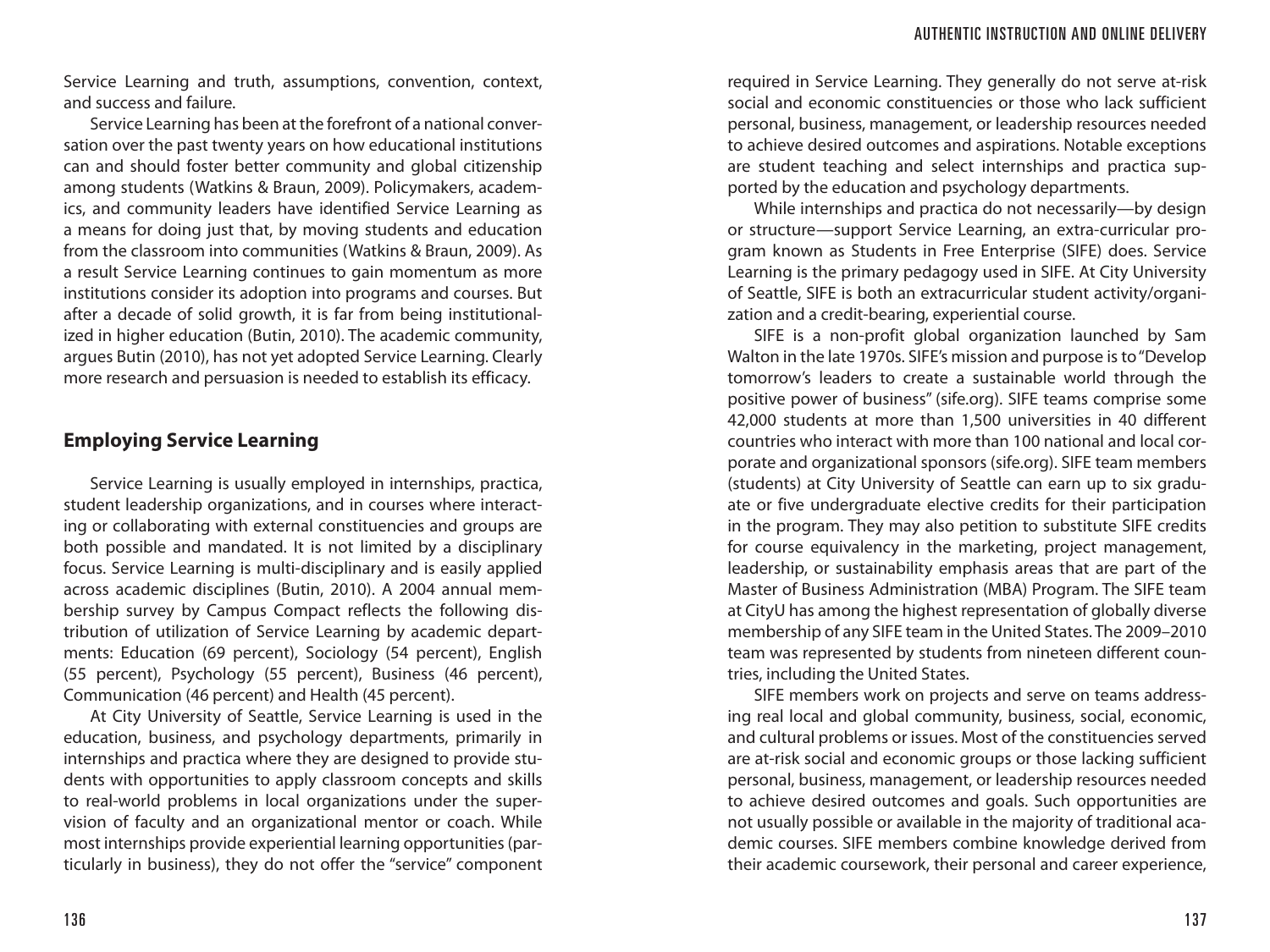Service Learning and truth, assumptions, convention, context, and success and failure.

Service Learning has been at the forefront of a national conversation over the past twenty years on how educational institutions can and should foster better community and global citizenship among students (Watkins & Braun, 2009). Policymakers, academics, and community leaders have identified Service Learning as a means for doing just that, by moving students and education from the classroom into communities (Watkins & Braun, 2009). As a result Service Learning continues to gain momentum as more institutions consider its adoption into programs and courses. But after a decade of solid growth, it is far from being institutionalized in higher education (Butin, 2010). The academic community, argues Butin (2010), has not yet adopted Service Learning. Clearly more research and persuasion is needed to establish its efficacy.

## Employing Service Learning

Service Learning is usually employed in internships, practica, student leadership organizations, and in courses where interacting or collaborating with external constituencies and groups are both possible and mandated. It is not limited by a disciplinary focus. Service Learning is multi-disciplinary and is easily applied across academic disciplines (Butin, 2010). A 2004 annual membership survey by Campus Compact reflects the following distribution of utilization of Service Learning by academic departments: Education (69 percent), Sociology (54 percent), English (55 percent), Psychology (55 percent), Business (46 percent), Communication (46 percent) and Health (45 percent).

At City University of Seattle, Service Learning is used in the education, business, and psychology departments, primarily in internships and practica where they are designed to provide students with opportunities to apply classroom concepts and skills to real-world problems in local organizations under the supervision of faculty and an organizational mentor or coach. While most internships provide experiential learning opportunities (particularly in business), they do not offer the "service" component required in Service Learning. They generally do not serve at-risk social and economic constituencies or those who lack sufficient personal, business, management, or leadership resources needed to achieve desired outcomes and aspirations. Notable exceptions are student teaching and select internships and practica supported by the education and psychology departments.

While internships and practica do not necessarily—by design or structure—support Service Learning, an extra-curricular program known as Students in Free Enterprise (SIFE) does. Service Learning is the primary pedagogy used in SIFE. At City University of Seattle, SIFE is both an extracurricular student activity/organization and a credit-bearing, experiential course.

SIFE is a non-profit global organization launched by Sam Walton in the late 1970s. SIFE's mission and purpose is to "Develop tomorrow's leaders to create a sustainable world through the positive power of business" (sife.org). SIFE teams comprise some 42,000 students at more than 1,500 universities in 40 different countries who interact with more than 100 national and local corporate and organizational sponsors (sife.org). SIFE team members (students) at City University of Seattle can earn up to six graduate or five undergraduate elective credits for their participation in the program. They may also petition to substitute SIFE credits for course equivalency in the marketing, project management, leadership, or sustainability emphasis areas that are part of the Master of Business Administration (MBA) Program. The SIFE team at CityU has among the highest representation of globally diverse membership of any SIFE team in the United States. The 2009–2010 team was represented by students from nineteen different countries, including the United States.

SIFE members work on projects and serve on teams addressing real local and global community, business, social, economic, and cultural problems or issues. Most of the constituencies served are at-risk social and economic groups or those lacking sufficient personal, business, management, or leadership resources needed to achieve desired outcomes and goals. Such opportunities are not usually possible or available in the majority of traditional academic courses. SIFE members combine knowledge derived from their academic coursework, their personal and career experience,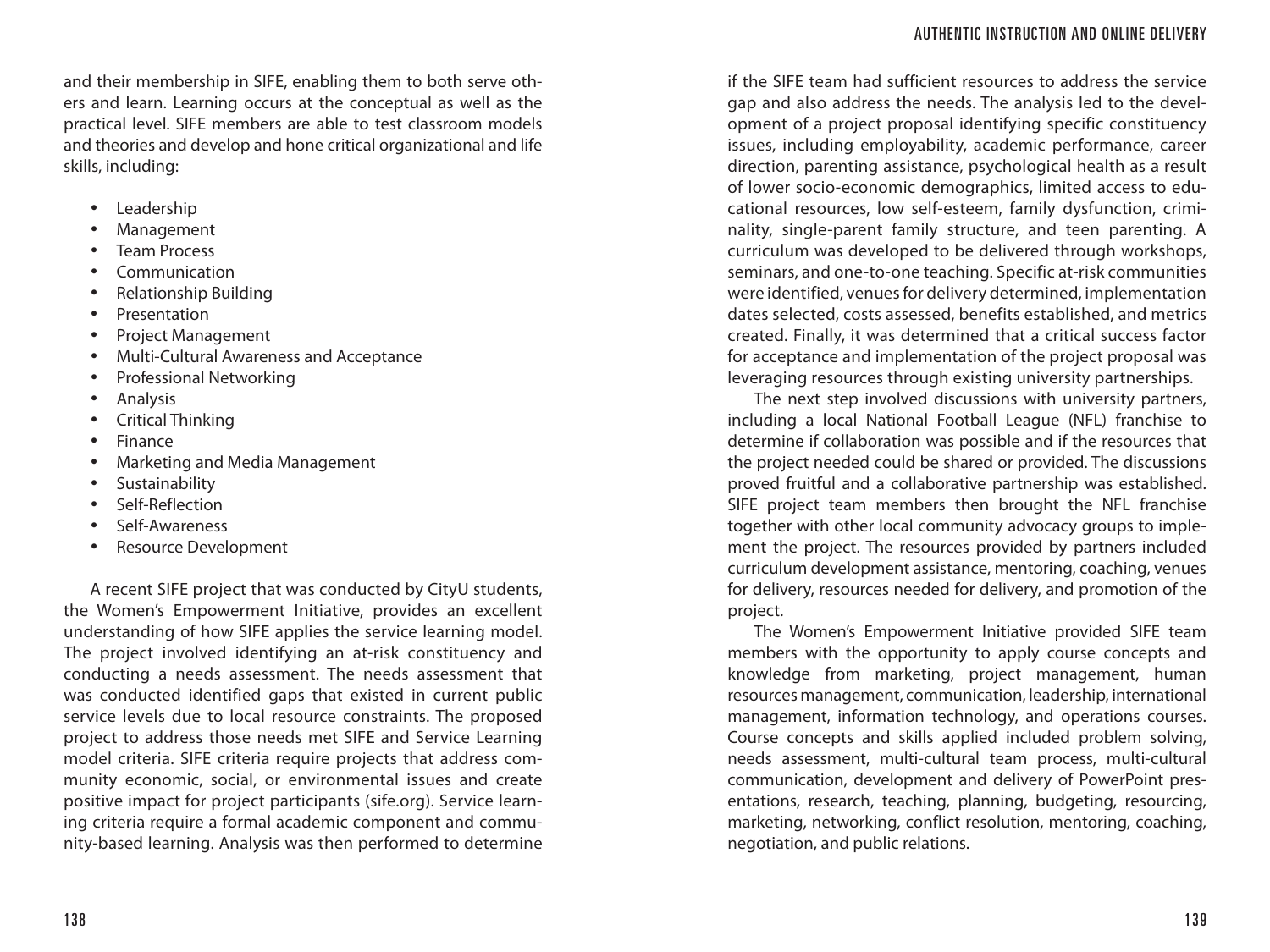and their membership in SIFE, enabling them to both serve others and learn. Learning occurs at the conceptual as well as the practical level. SIFE members are able to test classroom models and theories and develop and hone critical organizational and life skills, including:

- Leadership
- Management
- Team Process
- Communication
- Relationship Building
- Presentation
- Project Management
- Multi-Cultural Awareness and Acceptance
- Professional Networking
- Analysis
- Critical Thinking
- Finance
- Marketing and Media Management
- Sustainability
- Self-Reflection
- Self-Awareness
- Resource Development

A recent SIFE project that was conducted by CityU students, the Women's Empowerment Initiative, provides an excellent understanding of how SIFE applies the service learning model. The project involved identifying an at-risk constituency and conducting a needs assessment. The needs assessment that was conducted identified gaps that existed in current public service levels due to local resource constraints. The proposed project to address those needs met SIFE and Service Learning model criteria. SIFE criteria require projects that address community economic, social, or environmental issues and create positive impact for project participants (sife.org). Service learning criteria require a formal academic component and community-based learning. Analysis was then performed to determine if the SIFE team had sufficient resources to address the service gap and also address the needs. The analysis led to the development of a project proposal identifying specific constituency issues, including employability, academic performance, career direction, parenting assistance, psychological health as a result of lower socio-economic demographics, limited access to educational resources, low self-esteem, family dysfunction, criminality, single-parent family structure, and teen parenting. A curriculum was developed to be delivered through workshops, seminars, and one-to-one teaching. Specific at-risk communities were identified, venues for delivery determined, implementation dates selected, costs assessed, benefits established, and metrics created. Finally, it was determined that a critical success factor for acceptance and implementation of the project proposal was leveraging resources through existing university partnerships.

The next step involved discussions with university partners, including a local National Football League (NFL) franchise to determine if collaboration was possible and if the resources that the project needed could be shared or provided. The discussions proved fruitful and a collaborative partnership was established. SIFE project team members then brought the NFL franchise together with other local community advocacy groups to implement the project. The resources provided by partners included curriculum development assistance, mentoring, coaching, venues for delivery, resources needed for delivery, and promotion of the project.

The Women's Empowerment Initiative provided SIFE team members with the opportunity to apply course concepts and knowledge from marketing, project management, human resources management, communication, leadership, international management, information technology, and operations courses. Course concepts and skills applied included problem solving, needs assessment, multi-cultural team process, multi-cultural communication, development and delivery of PowerPoint presentations, research, teaching, planning, budgeting, resourcing, marketing, networking, conflict resolution, mentoring, coaching, negotiation, and public relations.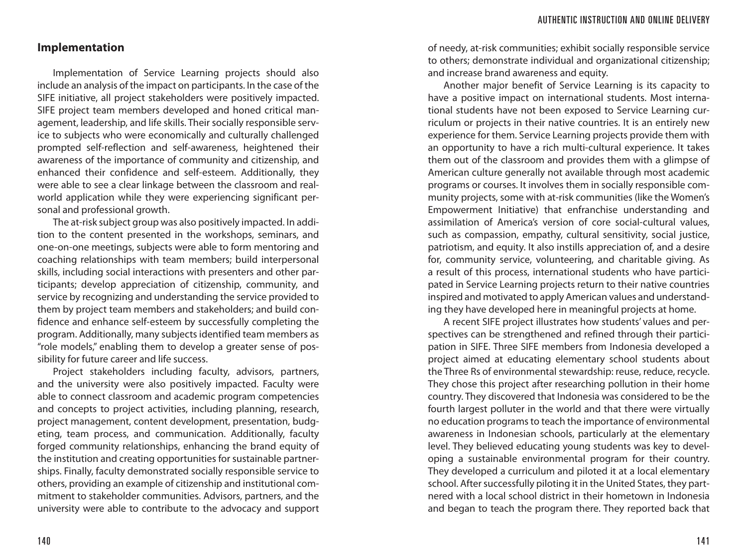## Implementation

Implementation of Service Learning projects should also include an analysis of the impact on participants. In the case of the SIFE initiative, all project stakeholders were positively impacted. SIFE project team members developed and honed critical management, leadership, and life skills. Their socially responsible service to subjects who were economically and culturally challenged prompted self-reflection and self-awareness, heightened their awareness of the importance of community and citizenship, and enhanced their confidence and self-esteem. Additionally, they were able to see a clear linkage between the classroom and real-world application while they were experiencing significant personal and professional growth.

The at-risk subject group was also positively impacted. In addition to the content presented in the workshops, seminars, and one-on-one meetings, subjects were able to form mentoring and coaching relationships with team members; build interpersonal skills, including social interactions with presenters and other participants; develop appreciation of citizenship, community, and service by recognizing and understanding the service provided to them by project team members and stakeholders; and build confidence and enhance self-esteem by successfully completing the program. Additionally, many subjects identified team members as "role models," enabling them to develop a greater sense of possibility for future career and life success.

Project stakeholders including faculty, advisors, partners, and the university were also positively impacted. Faculty were able to connect classroom and academic program competencies and concepts to project activities, including planning, research, project management, content development, presentation, budgeting, team process, and communication. Additionally, faculty forged community relationships, enhancing the brand equity of the institution and creating opportunities for sustainable partnerships. Finally, faculty demonstrated socially responsible service to others, providing an example of citizenship and institutional commitment to stakeholder communities. Advisors, partners, and the university were able to contribute to the advocacy and support of needy, at-risk communities; exhibit socially responsible service to others; demonstrate individual and organizational citizenship; and increase brand awareness and equity.

Another major benefit of Service Learning is its capacity to have a positive impact on international students. Most international students have not been exposed to Service Learning curriculum or projects in their native countries. It is an entirely new experience for them. Service Learning projects provide them with an opportunity to have a rich multi-cultural experience. It takes them out of the classroom and provides them with a glimpse of American culture generally not available through most academic programs or courses. It involves them in socially responsible community projects, some with at-risk communities (like the Women's Empowerment Initiative) that enfranchise understanding and assimilation of America's version of core social-cultural values, such as compassion, empathy, cultural sensitivity, social justice, patriotism, and equity. It also instills appreciation of, and a desire for, community service, volunteering, and charitable giving. As a result of this process, international students who have participated in Service Learning projects return to their native countries inspired and motivated to apply American values and understanding they have developed here in meaningful projects at home.

A recent SIFE project illustrates how students' values and perspectives can be strengthened and refined through their participation in SIFE. Three SIFE members from Indonesia developed a project aimed at educating elementary school students about the Three Rs of environmental stewardship: reuse, reduce, recycle. They chose this project after researching pollution in their home country. They discovered that Indonesia was considered to be the fourth largest polluter in the world and that there were virtually no education programs to teach the importance of environmental awareness in Indonesian schools, particularly at the elementary level. They believed educating young students was key to developing a sustainable environmental program for their country. They developed a curriculum and piloted it at a local elementary school. After successfully piloting it in the United States, they partnered with a local school district in their hometown in Indonesia and began to teach the program there. They reported back that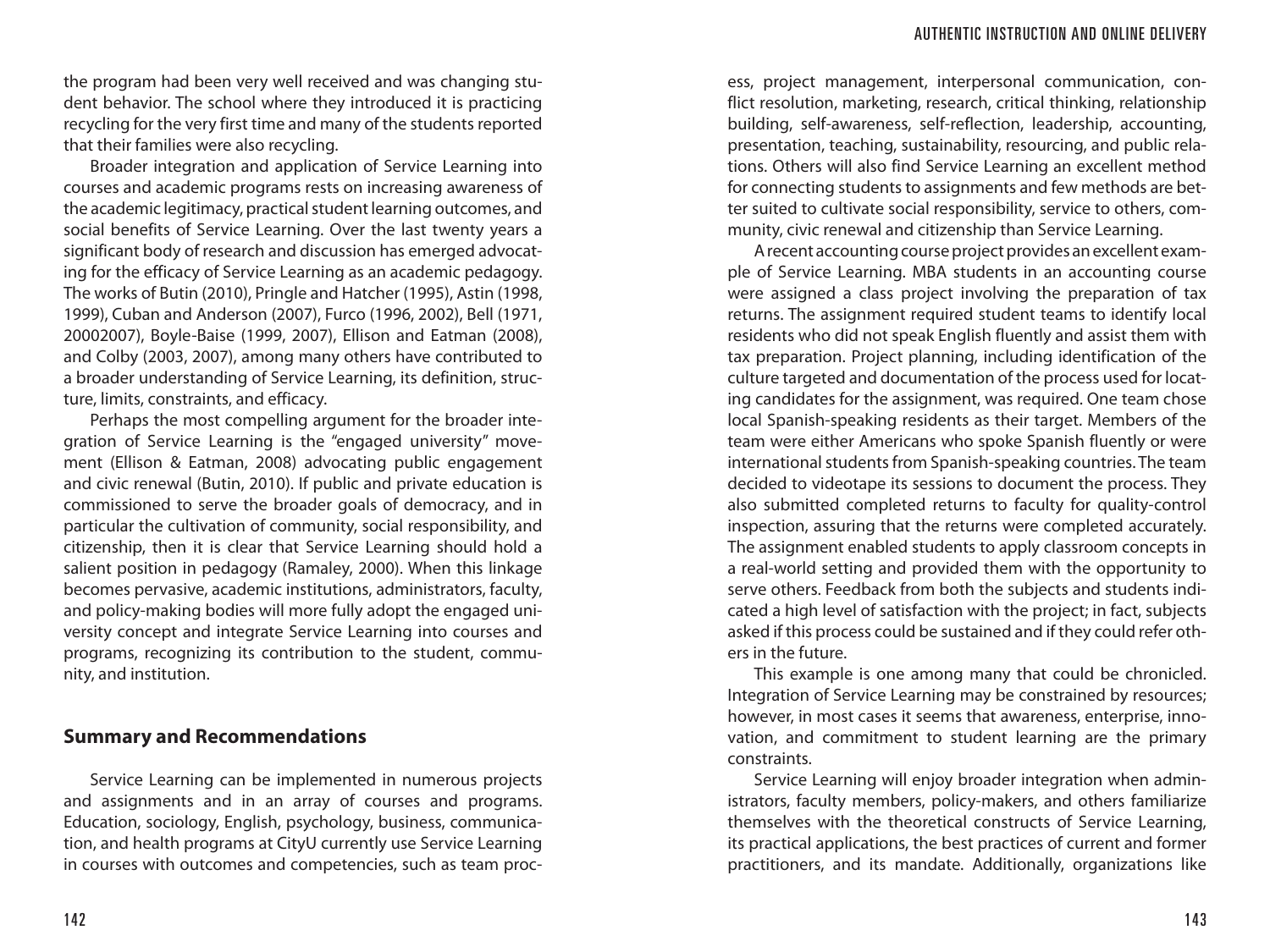the program had been very well received and was changing student behavior. The school where they introduced it is practicing recycling for the very first time and many of the students reported that their families were also recycling.

Broader integration and application of Service Learning into courses and academic programs rests on increasing awareness of the academic legitimacy, practical student learning outcomes, and social benefits of Service Learning. Over the last twenty years a significant body of research and discussion has emerged advocating for the efficacy of Service Learning as an academic pedagogy. The works of Butin (2010), Pringle and Hatcher (1995), Astin (1998, 1999), Cuban and Anderson (2007), Furco (1996, 2002), Bell (1971, 20002007), Boyle-Baise (1999, 2007), Ellison and Eatman (2008), and Colby (2003, 2007), among many others have contributed to a broader understanding of Service Learning, its definition, structure, limits, constraints, and efficacy.

Perhaps the most compelling argument for the broader integration of Service Learning is the "engaged university" movement (Ellison & Eatman, 2008) advocating public engagement and civic renewal (Butin, 2010). If public and private education is commissioned to serve the broader goals of democracy, and in particular the cultivation of community, social responsibility, and citizenship, then it is clear that Service Learning should hold a salient position in pedagogy (Ramaley, 2000). When this linkage becomes pervasive, academic institutions, administrators, faculty, and policy-making bodies will more fully adopt the engaged university concept and integrate Service Learning into courses and programs, recognizing its contribution to the student, community, and institution.

## Summary and Recommendations

Service Learning can be implemented in numerous projects and assignments and in an array of courses and programs. Education, sociology, English, psychology, business, communication, and health programs at CityU currently use Service Learning in courses with outcomes and competencies, such as team process, project management, interpersonal communication, conflict resolution, marketing, research, critical thinking, relationship building, self-awareness, self-reflection, leadership, accounting, presentation, teaching, sustainability, resourcing, and public relations. Others will also find Service Learning an excellent method for connecting students to assignments and few methods are better suited to cultivate social responsibility, service to others, community, civic renewal and citizenship than Service Learning.

A recent accounting course project provides an excellent example of Service Learning. MBA students in an accounting course were assigned a class project involving the preparation of tax returns. The assignment required student teams to identify local residents who did not speak English fluently and assist them with tax preparation. Project planning, including identification of the culture targeted and documentation of the process used for locating candidates for the assignment, was required. One team chose local Spanish-speaking residents as their target. Members of the team were either Americans who spoke Spanish fluently or were international students from Spanish-speaking countries. The team decided to videotape its sessions to document the process. They also submitted completed returns to faculty for quality-control inspection, assuring that the returns were completed accurately. The assignment enabled students to apply classroom concepts in a real-world setting and provided them with the opportunity to serve others. Feedback from both the subjects and students indicated a high level of satisfaction with the project; in fact, subjects asked if this process could be sustained and if they could refer others in the future.

This example is one among many that could be chronicled. Integration of Service Learning may be constrained by resources; however, in most cases it seems that awareness, enterprise, innovation, and commitment to student learning are the primary constraints.

Service Learning will enjoy broader integration when administrators, faculty members, policy-makers, and others familiarize themselves with the theoretical constructs of Service Learning, its practical applications, the best practices of current and former practitioners, and its mandate. Additionally, organizations like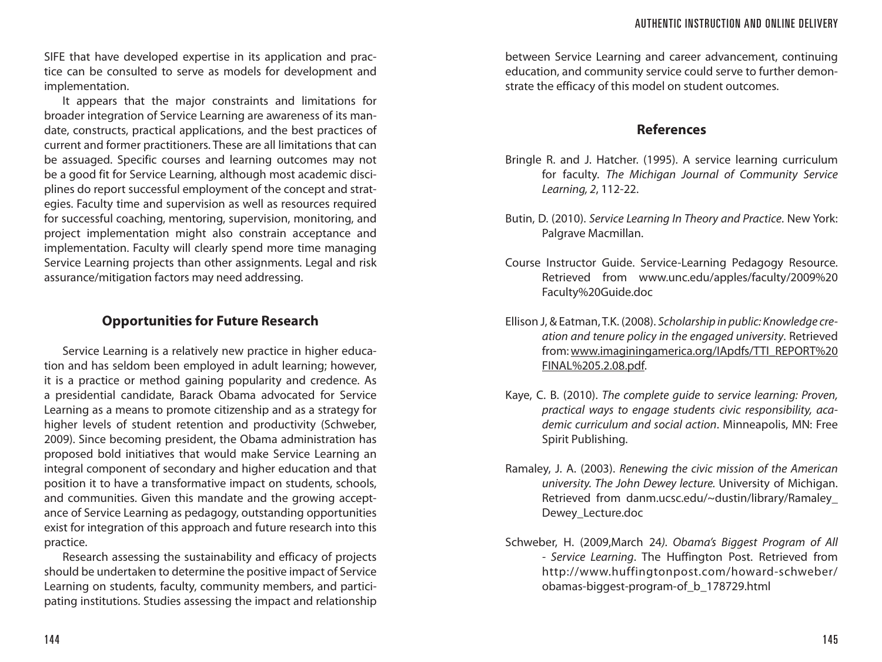SIFE that have developed expertise in its application and practice can be consulted to serve as models for development and implementation.

It appears that the major constraints and limitations for broader integration of Service Learning are awareness of its mandate, constructs, practical applications, and the best practices of current and former practitioners. These are all limitations that can be assuaged. Specific courses and learning outcomes may not be a good fit for Service Learning, although most academic disciplines do report successful employment of the concept and strategies. Faculty time and supervision as well as resources required for successful coaching, mentoring, supervision, monitoring, and project implementation might also constrain acceptance and implementation. Faculty will clearly spend more time managing Service Learning projects than other assignments. Legal and risk assurance/mitigation factors may need addressing.

## Opportunities for Future Research

Service Learning is a relatively new practice in higher education and has seldom been employed in adult learning; however, it is a practice or method gaining popularity and credence. As a presidential candidate, Barack Obama advocated for Service Learning as a means to promote citizenship and as a strategy for higher levels of student retention and productivity (Schweber, 2009). Since becoming president, the Obama administration has proposed bold initiatives that would make Service Learning an integral component of secondary and higher education and that position it to have a transformative impact on students, schools, and communities. Given this mandate and the growing acceptance of Service Learning as pedagogy, outstanding opportunities exist for integration of this approach and future research into this practice.

Research assessing the sustainability and efficacy of projects should be undertaken to determine the positive impact of Service Learning on students, faculty, community members, and participating institutions. Studies assessing the impact and relationship between Service Learning and career advancement, continuing education, and community service could serve to further demonstrate the efficacy of this model on student outcomes.

## References

Bringle R. and J. Hatcher. (1995). A service learning curriculum for faculty. *The Michigan Journal of Community Service Learning, 2*, 112-22.

Butin, D. (2010). *Service Learning In Theory and Practice*. New York: Palgrave Macmillan.

Course Instructor Guide. Service-Learning Pedagogy Resource. Retrieved from www.unc.edu/apples/faculty/2009%20Faculty%20Guide.doc

Ellison J, & Eatman, T.K. (2008). *Scholarship in public: Knowledge creation and tenure policy in the engaged university*. Retrieved from: www.imaginingamerica.org/IApdfs/TTI_REPORT%20FINAL%205.2.08.pdf.

Kaye, C. B. (2010). *The complete guide to service learning: Proven, practical ways to engage students civic responsibility, academic curriculum and social action*. Minneapolis, MN: Free Spirit Publishing.

Ramaley, J. A. (2003). *Renewing the civic mission of the American university. The John Dewey lecture.* University of Michigan. Retrieved from danm.ucsc.edu/~dustin/library/Ramaley_Dewey_Lecture.doc

Schweber, H. (2009,March 24*). Obama's Biggest Program of All - Service Learning*. The Huffington Post. Retrieved from http://www.huffingtonpost.com/howard-schweber/obamas-biggest-program-of_b_178729.html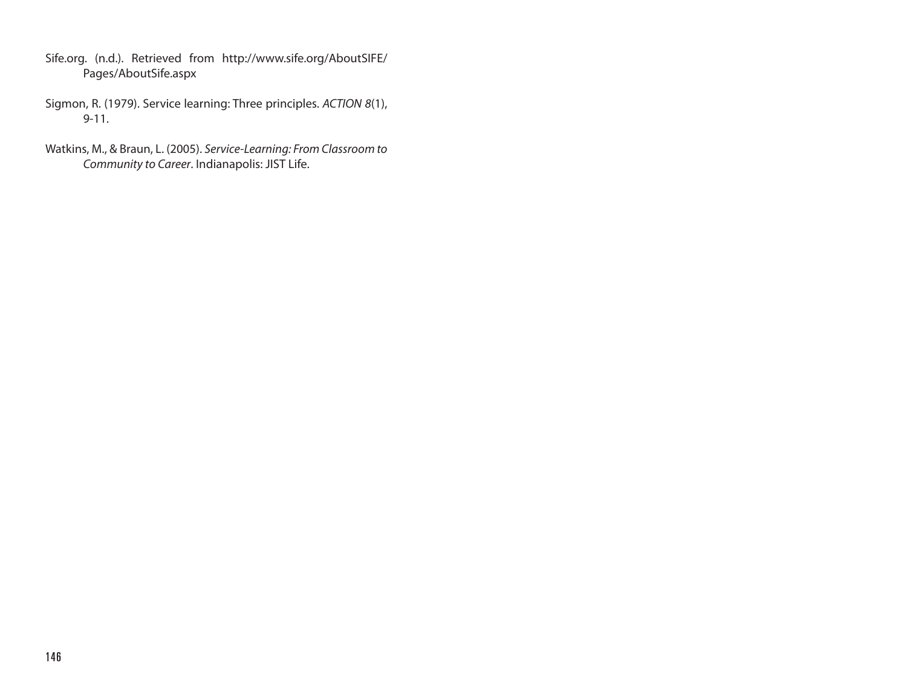Sife.org. (n.d.). Retrieved from http://www.sife.org/AboutSIFE/Pages/AboutSife.aspx

Sigmon, R. (1979). Service learning: Three principles. *ACTION 8*(1), 9-11.

Watkins, M., & Braun, L. (2005). *Service-Learning: From Classroom to Community to Career*. Indianapolis: JIST Life.